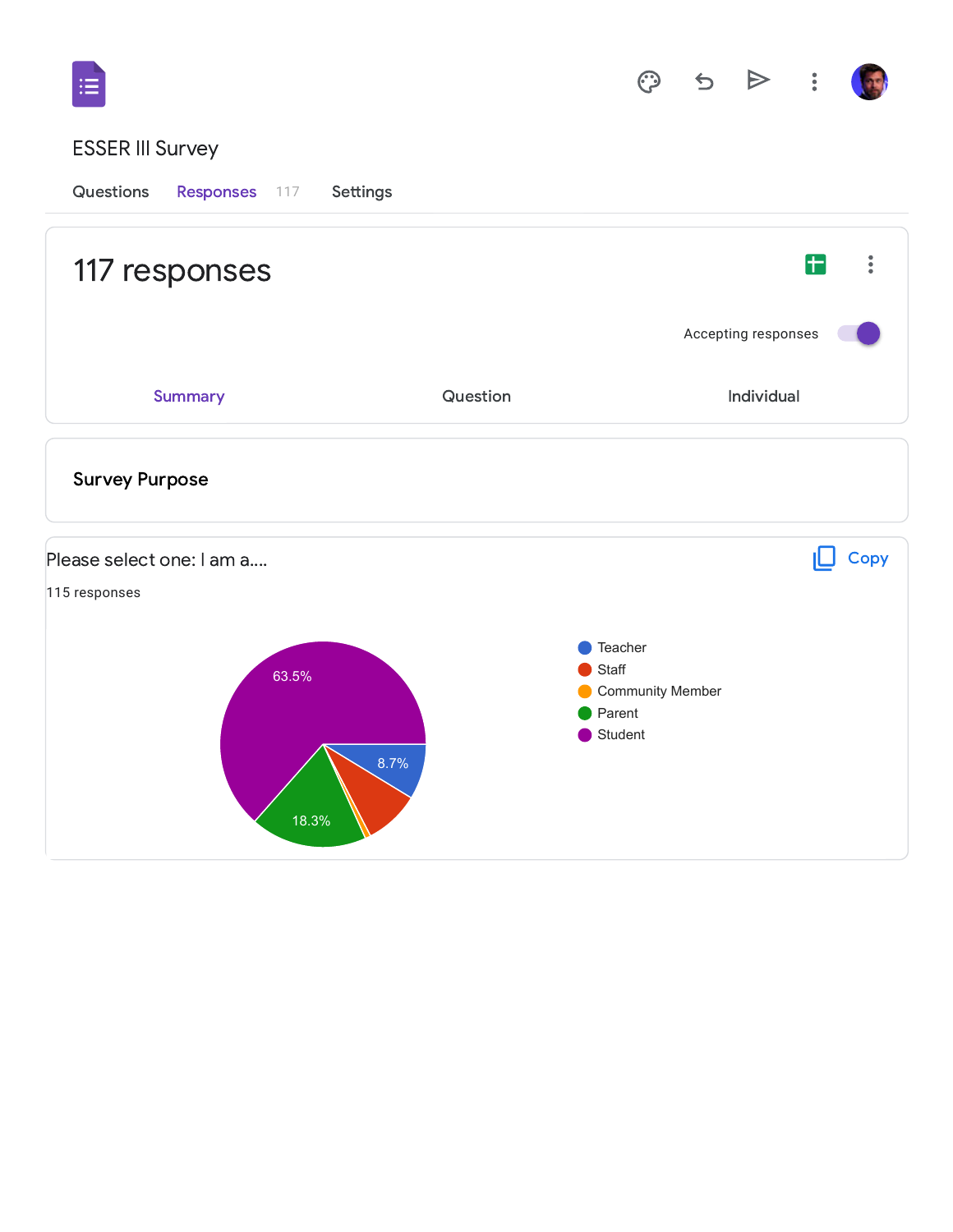# ESSER III Survey

Questions | Responses 117 | Settings

## 117 responses

Accepting responses

Summary | Question | Individual

### Survey Purpose

Please select one: I am a....

115 responses

- Teacher: 8.7%
- Staff
- Community Member
- Parent: 18.3%
- Student: 63.5%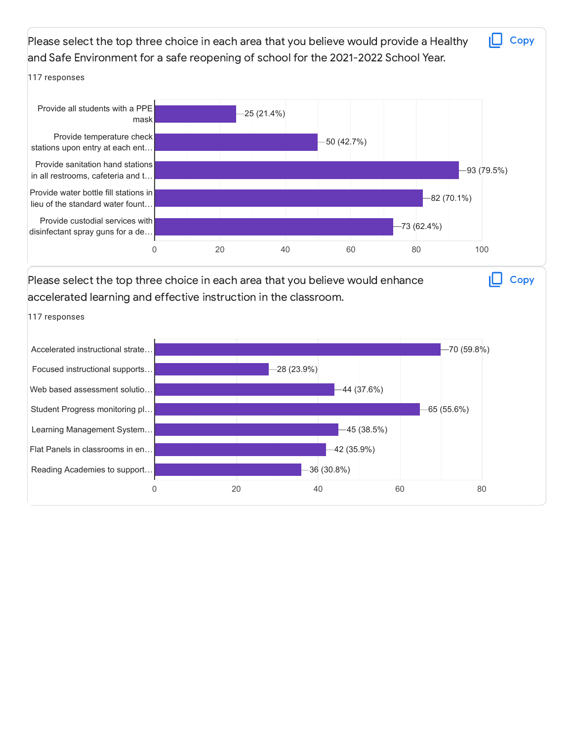Please select the top three choice in each area that you believe would provide a Healthy and Safe Environment for a safe reopening of school for the 2021-2022 School Year.

117 responses

| Option | Responses |
|---|---|
| Provide all students with a PPE mask | 25 (21.4%) |
| Provide temperature check stations upon entry at each ent… | 50 (42.7%) |
| Provide sanitation hand stations in all restrooms, cafeteria and t… | 93 (79.5%) |
| Provide water bottle fill stations in lieu of the standard water fount… | 82 (70.1%) |
| Provide custodial services with disinfectant spray guns for a de… | 73 (62.4%) |

Please select the top three choice in each area that you believe would enhance accelerated learning and effective instruction in the classroom.

117 responses

| Option | Responses |
|---|---|
| Accelerated instructional strate… | 70 (59.8%) |
| Focused instructional supports… | 28 (23.9%) |
| Web based assessment solutio… | 44 (37.6%) |
| Student Progress monitoring pl… | 65 (55.6%) |
| Learning Management System… | 45 (38.5%) |
| Flat Panels in classrooms in en… | 42 (35.9%) |
| Reading Academies to support… | 36 (30.8%) |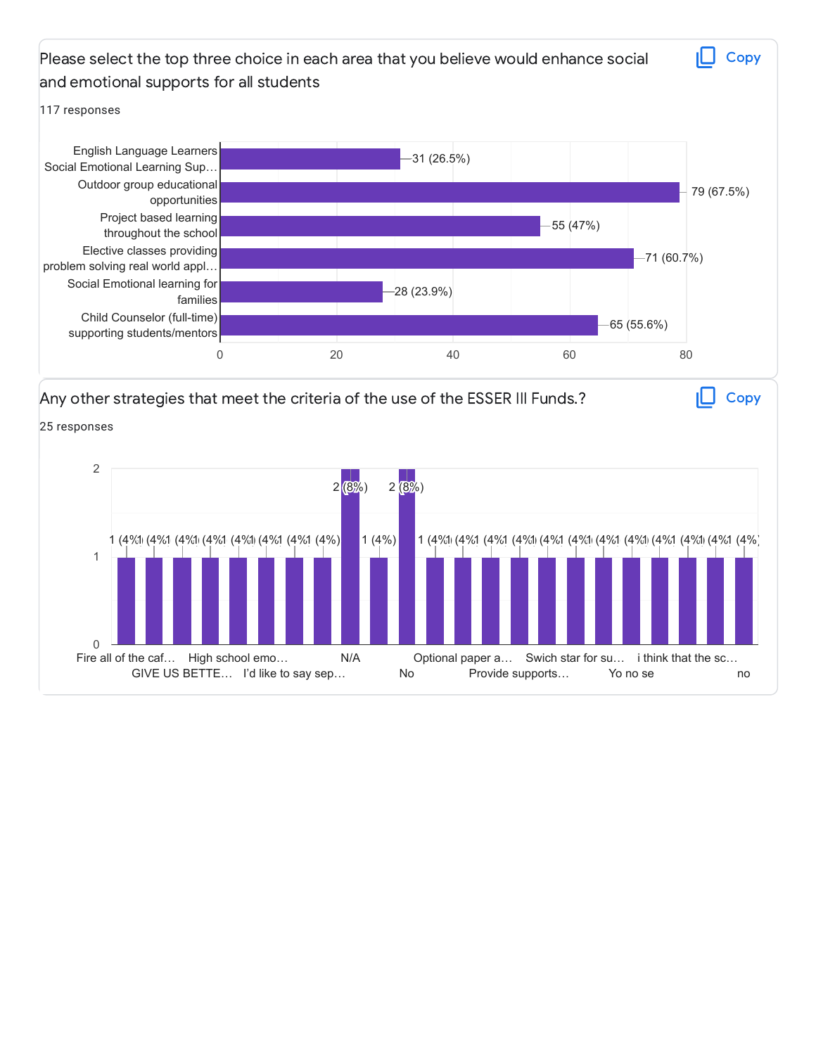Please select the top three choice in each area that you believe would enhance social and emotional supports for all students

117 responses

English Language Learners Social Emotional Learning Sup…
31 (26.5%)

Outdoor group educational opportunities
79 (67.5%)

Project based learning throughout the school
55 (47%)

Elective classes providing problem solving real world appl…
71 (60.7%)

Social Emotional learning for families
28 (23.9%)

Child Counselor (full-time) supporting students/mentors
65 (55.6%)

0
20
40
60
80

Any other strategies that meet the criteria of the use of the ESSER III Funds.?

25 responses

2
1
0

1 (4%) 1 (4%) 1 (4%) 1 (4%) 1 (4%) 1 (4%) 1 (4%) 1 (4%) 2 (8%) 1 (4%) 2 (8%) 1 (4%) 1 (4%) 1 (4%) 1 (4%) 1 (4%) 1 (4%) 1 (4%) 1 (4%) 1 (4%) 1 (4%) 1 (4%) 1 (4%)

Fire all of the caf…
GIVE US BETTE…
High school emo…
I'd like to say sep…
N/A
No
Optional paper a…
Provide supports…
Swich star for su…
Yo no se
i think that the sc…
no